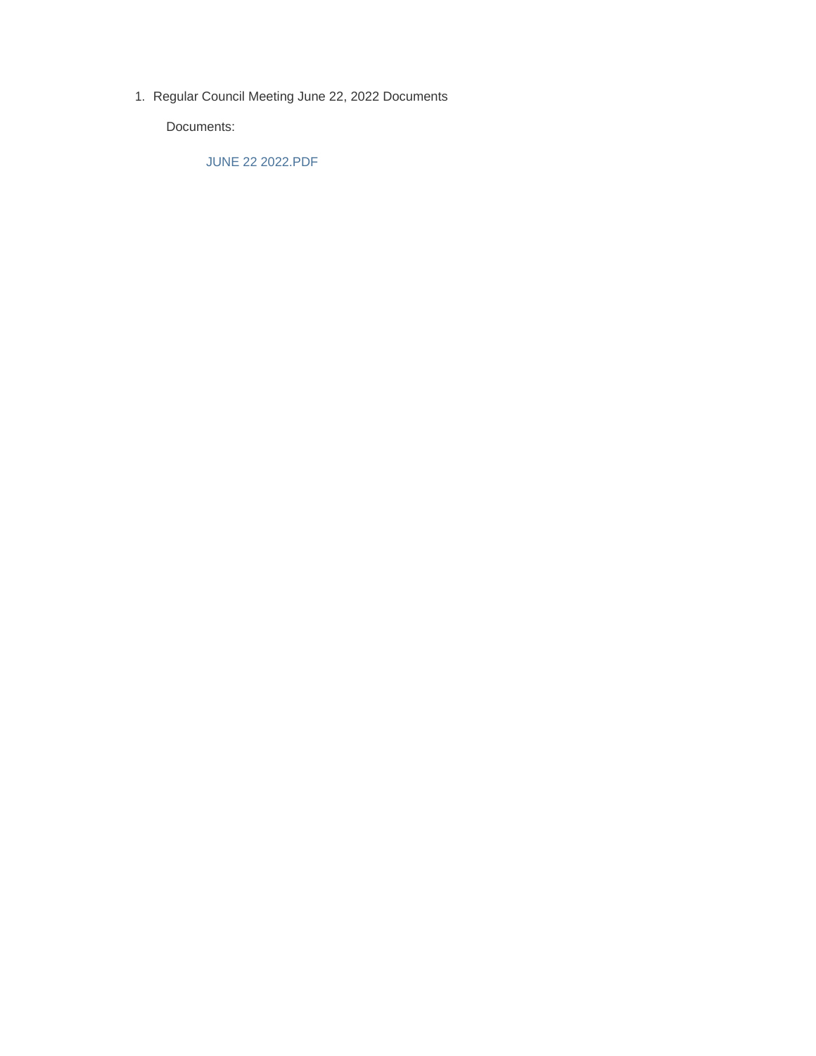1. Regular Council Meeting June 22, 2022 Documents

   Documents:

   JUNE 22 2022.PDF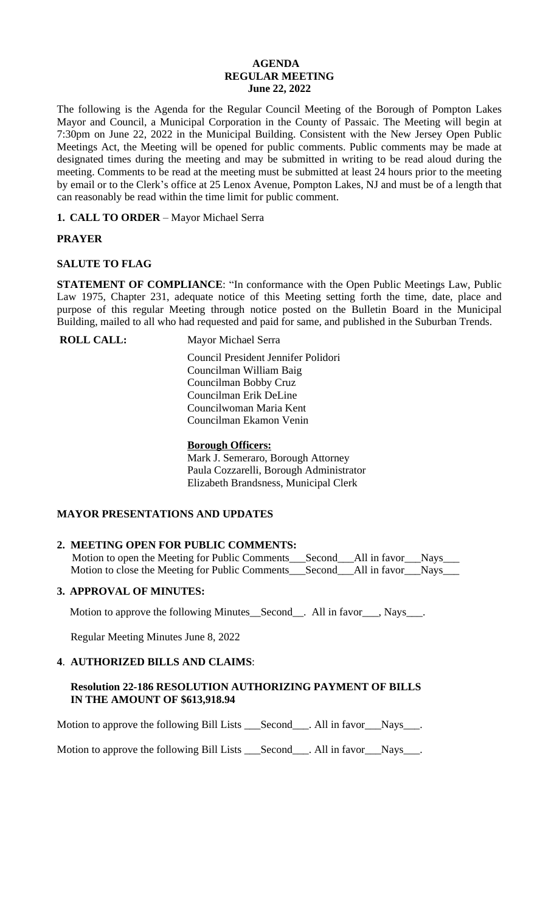**AGENDA**
**REGULAR MEETING**
**June 22, 2022**

The following is the Agenda for the Regular Council Meeting of the Borough of Pompton Lakes Mayor and Council, a Municipal Corporation in the County of Passaic. The Meeting will begin at 7:30pm on June 22, 2022 in the Municipal Building. Consistent with the New Jersey Open Public Meetings Act, the Meeting will be opened for public comments. Public comments may be made at designated times during the meeting and may be submitted in writing to be read aloud during the meeting. Comments to be read at the meeting must be submitted at least 24 hours prior to the meeting by email or to the Clerk's office at 25 Lenox Avenue, Pompton Lakes, NJ and must be of a length that can reasonably be read within the time limit for public comment.

**1. CALL TO ORDER** – Mayor Michael Serra

**PRAYER**

**SALUTE TO FLAG**

**STATEMENT OF COMPLIANCE**: "In conformance with the Open Public Meetings Law, Public Law 1975, Chapter 231, adequate notice of this Meeting setting forth the time, date, place and purpose of this regular Meeting through notice posted on the Bulletin Board in the Municipal Building, mailed to all who had requested and paid for same, and published in the Suburban Trends.

**ROLL CALL:** Mayor Michael Serra

Council President Jennifer Polidori
Councilman William Baig
Councilman Bobby Cruz
Councilman Erik DeLine
Councilwoman Maria Kent
Councilman Ekamon Venin

**Borough Officers:**
Mark J. Semeraro, Borough Attorney
Paula Cozzarelli, Borough Administrator
Elizabeth Brandsness, Municipal Clerk

**MAYOR PRESENTATIONS AND UPDATES**

**2. MEETING OPEN FOR PUBLIC COMMENTS:**

Motion to open the Meeting for Public Comments\_\_\_Second\_\_\_All in favor\_\_\_Nays\_\_\_
Motion to close the Meeting for Public Comments\_\_\_Second\_\_\_All in favor\_\_\_Nays\_\_\_

**3. APPROVAL OF MINUTES:**

Motion to approve the following Minutes\_\_Second\_\_. All in favor\_\_\_, Nays\_\_\_.

Regular Meeting Minutes June 8, 2022

**4. AUTHORIZED BILLS AND CLAIMS**:

**Resolution 22-186 RESOLUTION AUTHORIZING PAYMENT OF BILLS IN THE AMOUNT OF $613,918.94**

Motion to approve the following Bill Lists \_\_\_Second\_\_\_. All in favor\_\_\_Nays\_\_\_.

Motion to approve the following Bill Lists \_\_\_Second\_\_\_. All in favor\_\_\_Nays\_\_\_.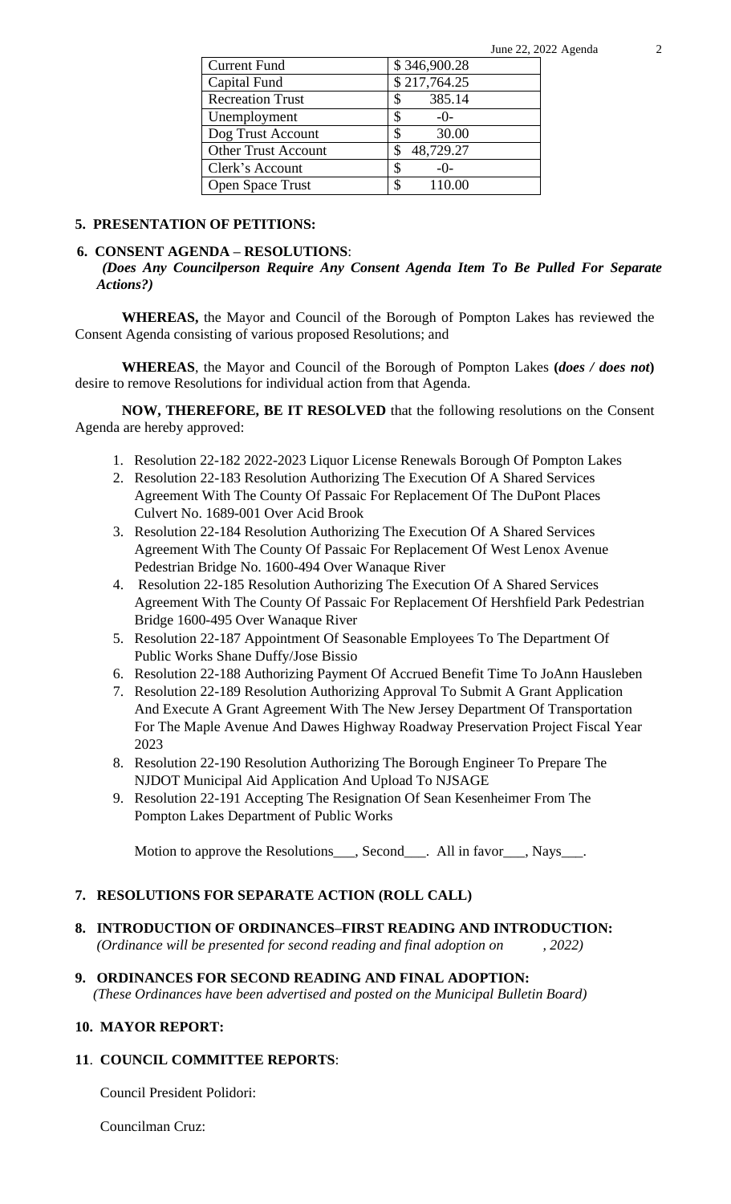| Current Fund | $ 346,900.28 |
|---|---|
| Capital Fund | $ 217,764.25 |
| Recreation Trust | $ 385.14 |
| Unemployment | $ -0- |
| Dog Trust Account | $ 30.00 |
| Other Trust Account | $ 48,729.27 |
| Clerk's Account | $ -0- |
| Open Space Trust | $ 110.00 |

## 5. PRESENTATION OF PETITIONS:

## 6. CONSENT AGENDA – RESOLUTIONS:

***(Does Any Councilperson Require Any Consent Agenda Item To Be Pulled For Separate Actions?)***

**WHEREAS,** the Mayor and Council of the Borough of Pompton Lakes has reviewed the Consent Agenda consisting of various proposed Resolutions; and

**WHEREAS**, the Mayor and Council of the Borough of Pompton Lakes **(*does / does not*)** desire to remove Resolutions for individual action from that Agenda.

**NOW, THEREFORE, BE IT RESOLVED** that the following resolutions on the Consent Agenda are hereby approved:

1. Resolution 22-182 2022-2023 Liquor License Renewals Borough Of Pompton Lakes
2. Resolution 22-183 Resolution Authorizing The Execution Of A Shared Services Agreement With The County Of Passaic For Replacement Of The DuPont Places Culvert No. 1689-001 Over Acid Brook
3. Resolution 22-184 Resolution Authorizing The Execution Of A Shared Services Agreement With The County Of Passaic For Replacement Of West Lenox Avenue Pedestrian Bridge No. 1600-494 Over Wanaque River
4. Resolution 22-185 Resolution Authorizing The Execution Of A Shared Services Agreement With The County Of Passaic For Replacement Of Hershfield Park Pedestrian Bridge 1600-495 Over Wanaque River
5. Resolution 22-187 Appointment Of Seasonable Employees To The Department Of Public Works Shane Duffy/Jose Bissio
6. Resolution 22-188 Authorizing Payment Of Accrued Benefit Time To JoAnn Hausleben
7. Resolution 22-189 Resolution Authorizing Approval To Submit A Grant Application And Execute A Grant Agreement With The New Jersey Department Of Transportation For The Maple Avenue And Dawes Highway Roadway Preservation Project Fiscal Year 2023
8. Resolution 22-190 Resolution Authorizing The Borough Engineer To Prepare The NJDOT Municipal Aid Application And Upload To NJSAGE
9. Resolution 22-191 Accepting The Resignation Of Sean Kesenheimer From The Pompton Lakes Department of Public Works

Motion to approve the Resolutions___, Second___. All in favor___, Nays___.

## 7. RESOLUTIONS FOR SEPARATE ACTION (ROLL CALL)

## 8. INTRODUCTION OF ORDINANCES–FIRST READING AND INTRODUCTION:

*(Ordinance will be presented for second reading and final adoption on , 2022)*

## 9. ORDINANCES FOR SECOND READING AND FINAL ADOPTION:

*(These Ordinances have been advertised and posted on the Municipal Bulletin Board)*

## 10. MAYOR REPORT:

## 11. COUNCIL COMMITTEE REPORTS:

Council President Polidori:

Councilman Cruz: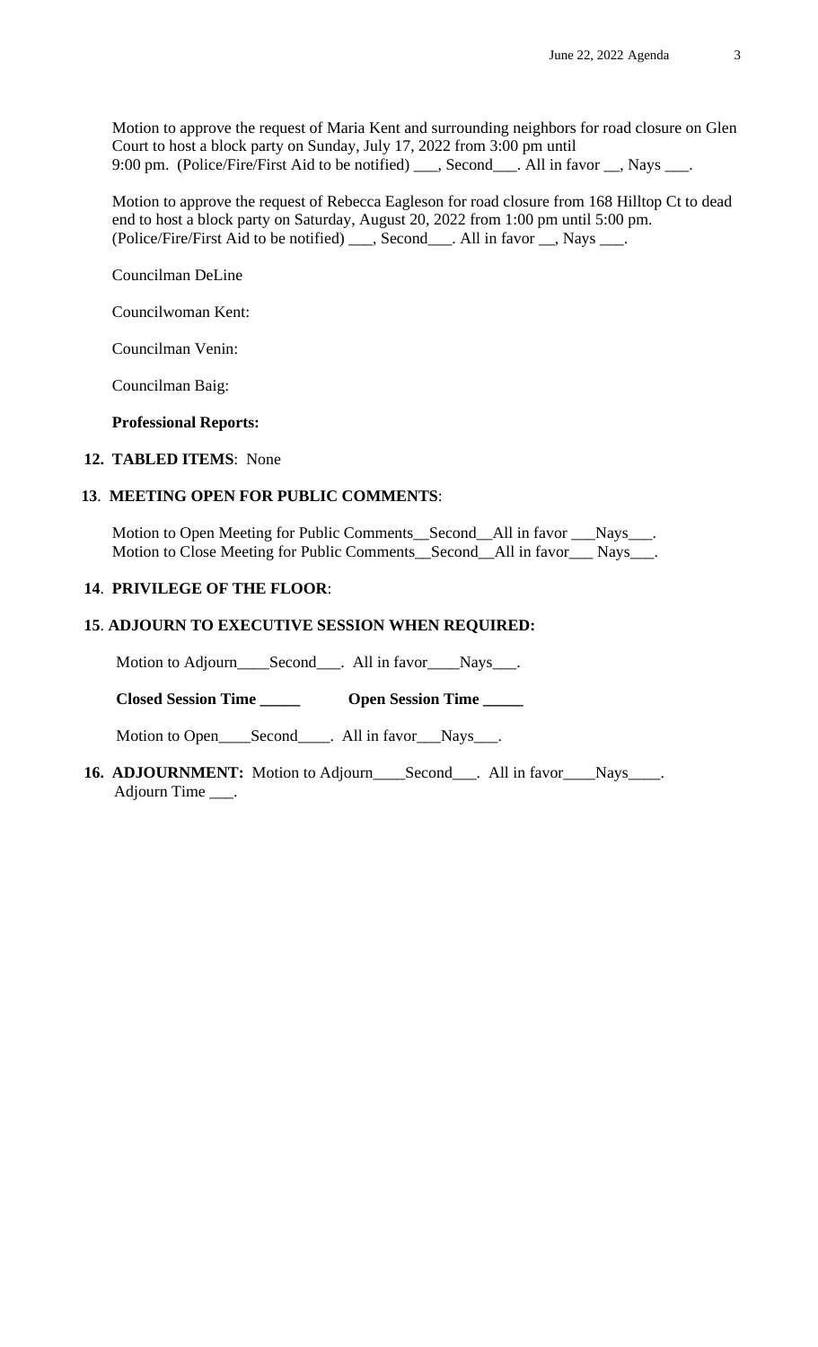Motion to approve the request of Maria Kent and surrounding neighbors for road closure on Glen Court to host a block party on Sunday, July 17, 2022 from 3:00 pm until 9:00 pm. (Police/Fire/First Aid to be notified) ___, Second___. All in favor __, Nays ___.

Motion to approve the request of Rebecca Eagleson for road closure from 168 Hilltop Ct to dead end to host a block party on Saturday, August 20, 2022 from 1:00 pm until 5:00 pm. (Police/Fire/First Aid to be notified) ___, Second___. All in favor __, Nays ___.

Councilman DeLine

Councilwoman Kent:

Councilman Venin:

Councilman Baig:

**Professional Reports:**

**12. TABLED ITEMS**: None

**13. MEETING OPEN FOR PUBLIC COMMENTS**:

Motion to Open Meeting for Public Comments__Second__All in favor ___Nays___.
Motion to Close Meeting for Public Comments__Second__All in favor___ Nays___.

**14. PRIVILEGE OF THE FLOOR**:

**15. ADJOURN TO EXECUTIVE SESSION WHEN REQUIRED:**

Motion to Adjourn____Second___. All in favor____Nays___.

**Closed Session Time _____** **Open Session Time _____**

Motion to Open____Second____. All in favor___Nays___.

**16. ADJOURNMENT:** Motion to Adjourn____Second___. All in favor____Nays____. Adjourn Time ___.